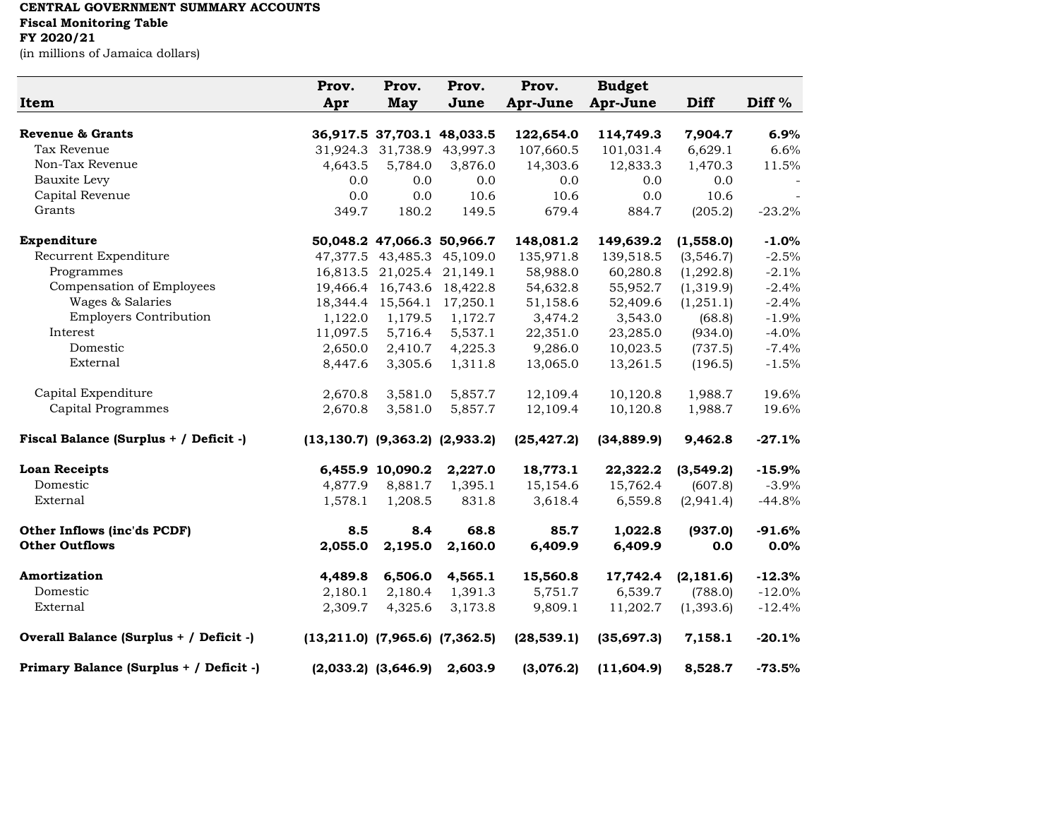**CENTRAL GOVERNMENT SUMMARY ACCOUNTS**
**Fiscal Monitoring Table**
**FY 2020/21**
(in millions of Jamaica dollars)

| Item | Prov. Apr | Prov. May | Prov. June | Prov. Apr-June | Budget Apr-June | Diff | Diff % |
|---|---|---|---|---|---|---|---|
| **Revenue & Grants** | **36,917.5** | **37,703.1** | **48,033.5** | **122,654.0** | **114,749.3** | **7,904.7** | **6.9%** |
| Tax Revenue | 31,924.3 | 31,738.9 | 43,997.3 | 107,660.5 | 101,031.4 | 6,629.1 | 6.6% |
| Non-Tax Revenue | 4,643.5 | 5,784.0 | 3,876.0 | 14,303.6 | 12,833.3 | 1,470.3 | 11.5% |
| Bauxite Levy | 0.0 | 0.0 | 0.0 | 0.0 | 0.0 | 0.0 | - |
| Capital Revenue | 0.0 | 0.0 | 10.6 | 10.6 | 0.0 | 10.6 | - |
| Grants | 349.7 | 180.2 | 149.5 | 679.4 | 884.7 | (205.2) | -23.2% |
| | | | | | | | |
| **Expenditure** | **50,048.2** | **47,066.3** | **50,966.7** | **148,081.2** | **149,639.2** | **(1,558.0)** | **-1.0%** |
| Recurrent Expenditure | 47,377.5 | 43,485.3 | 45,109.0 | 135,971.8 | 139,518.5 | (3,546.7) | -2.5% |
| Programmes | 16,813.5 | 21,025.4 | 21,149.1 | 58,988.0 | 60,280.8 | (1,292.8) | -2.1% |
| Compensation of Employees | 19,466.4 | 16,743.6 | 18,422.8 | 54,632.8 | 55,952.7 | (1,319.9) | -2.4% |
| Wages & Salaries | 18,344.4 | 15,564.1 | 17,250.1 | 51,158.6 | 52,409.6 | (1,251.1) | -2.4% |
| Employers Contribution | 1,122.0 | 1,179.5 | 1,172.7 | 3,474.2 | 3,543.0 | (68.8) | -1.9% |
| Interest | 11,097.5 | 5,716.4 | 5,537.1 | 22,351.0 | 23,285.0 | (934.0) | -4.0% |
| Domestic | 2,650.0 | 2,410.7 | 4,225.3 | 9,286.0 | 10,023.5 | (737.5) | -7.4% |
| External | 8,447.6 | 3,305.6 | 1,311.8 | 13,065.0 | 13,261.5 | (196.5) | -1.5% |
| | | | | | | | |
| Capital Expenditure | 2,670.8 | 3,581.0 | 5,857.7 | 12,109.4 | 10,120.8 | 1,988.7 | 19.6% |
| Capital Programmes | 2,670.8 | 3,581.0 | 5,857.7 | 12,109.4 | 10,120.8 | 1,988.7 | 19.6% |
| | | | | | | | |
| **Fiscal Balance (Surplus + / Deficit -)** | **(13,130.7)** | **(9,363.2)** | **(2,933.2)** | **(25,427.2)** | **(34,889.9)** | **9,462.8** | **-27.1%** |
| | | | | | | | |
| **Loan Receipts** | **6,455.9** | **10,090.2** | **2,227.0** | **18,773.1** | **22,322.2** | **(3,549.2)** | **-15.9%** |
| Domestic | 4,877.9 | 8,881.7 | 1,395.1 | 15,154.6 | 15,762.4 | (607.8) | -3.9% |
| External | 1,578.1 | 1,208.5 | 831.8 | 3,618.4 | 6,559.8 | (2,941.4) | -44.8% |
| | | | | | | | |
| **Other Inflows (inc'ds PCDF)** | **8.5** | **8.4** | **68.8** | **85.7** | **1,022.8** | **(937.0)** | **-91.6%** |
| **Other Outflows** | **2,055.0** | **2,195.0** | **2,160.0** | **6,409.9** | **6,409.9** | **0.0** | **0.0%** |
| | | | | | | | |
| **Amortization** | **4,489.8** | **6,506.0** | **4,565.1** | **15,560.8** | **17,742.4** | **(2,181.6)** | **-12.3%** |
| Domestic | 2,180.1 | 2,180.4 | 1,391.3 | 5,751.7 | 6,539.7 | (788.0) | -12.0% |
| External | 2,309.7 | 4,325.6 | 3,173.8 | 9,809.1 | 11,202.7 | (1,393.6) | -12.4% |
| | | | | | | | |
| **Overall Balance (Surplus + / Deficit -)** | **(13,211.0)** | **(7,965.6)** | **(7,362.5)** | **(28,539.1)** | **(35,697.3)** | **7,158.1** | **-20.1%** |
| | | | | | | | |
| **Primary Balance (Surplus + / Deficit -)** | **(2,033.2)** | **(3,646.9)** | **2,603.9** | **(3,076.2)** | **(11,604.9)** | **8,528.7** | **-73.5%** |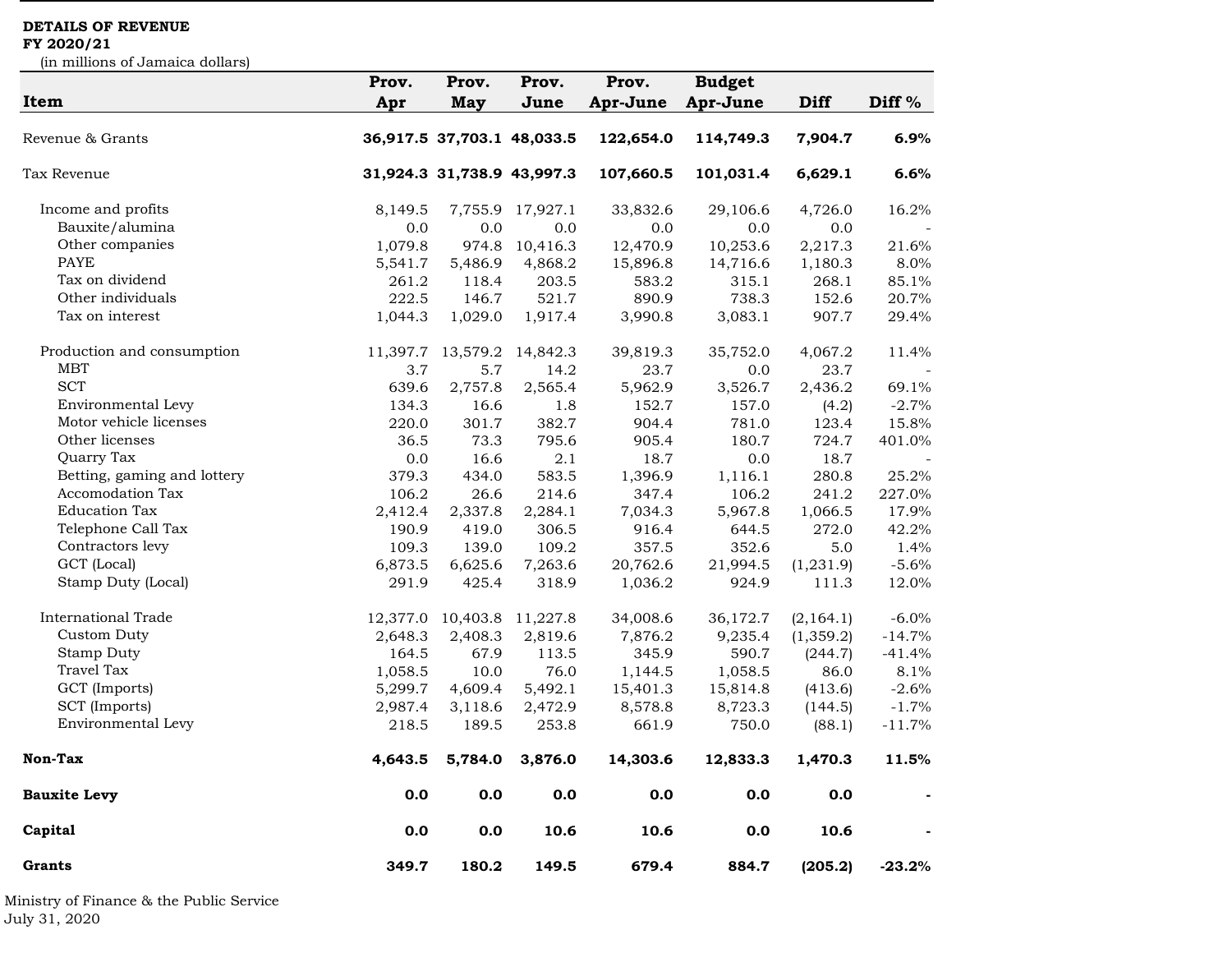**DETAILS OF REVENUE**
**FY 2020/21**
(in millions of Jamaica dollars)

| Item | Prov. Apr | Prov. May | Prov. June | Prov. Apr-June | Budget Apr-June | Diff | Diff % |
|---|---|---|---|---|---|---|---|
| Revenue & Grants | **36,917.5** | **37,703.1** | **48,033.5** | **122,654.0** | **114,749.3** | **7,904.7** | **6.9%** |
| Tax Revenue | **31,924.3** | **31,738.9** | **43,997.3** | **107,660.5** | **101,031.4** | **6,629.1** | **6.6%** |
| Income and profits | 8,149.5 | 7,755.9 | 17,927.1 | 33,832.6 | 29,106.6 | 4,726.0 | 16.2% |
| Bauxite/alumina | 0.0 | 0.0 | 0.0 | 0.0 | 0.0 | 0.0 | - |
| Other companies | 1,079.8 | 974.8 | 10,416.3 | 12,470.9 | 10,253.6 | 2,217.3 | 21.6% |
| PAYE | 5,541.7 | 5,486.9 | 4,868.2 | 15,896.8 | 14,716.6 | 1,180.3 | 8.0% |
| Tax on dividend | 261.2 | 118.4 | 203.5 | 583.2 | 315.1 | 268.1 | 85.1% |
| Other individuals | 222.5 | 146.7 | 521.7 | 890.9 | 738.3 | 152.6 | 20.7% |
| Tax on interest | 1,044.3 | 1,029.0 | 1,917.4 | 3,990.8 | 3,083.1 | 907.7 | 29.4% |
| Production and consumption | 11,397.7 | 13,579.2 | 14,842.3 | 39,819.3 | 35,752.0 | 4,067.2 | 11.4% |
| MBT | 3.7 | 5.7 | 14.2 | 23.7 | 0.0 | 23.7 | - |
| SCT | 639.6 | 2,757.8 | 2,565.4 | 5,962.9 | 3,526.7 | 2,436.2 | 69.1% |
| Environmental Levy | 134.3 | 16.6 | 1.8 | 152.7 | 157.0 | (4.2) | -2.7% |
| Motor vehicle licenses | 220.0 | 301.7 | 382.7 | 904.4 | 781.0 | 123.4 | 15.8% |
| Other licenses | 36.5 | 73.3 | 795.6 | 905.4 | 180.7 | 724.7 | 401.0% |
| Quarry Tax | 0.0 | 16.6 | 2.1 | 18.7 | 0.0 | 18.7 | - |
| Betting, gaming and lottery | 379.3 | 434.0 | 583.5 | 1,396.9 | 1,116.1 | 280.8 | 25.2% |
| Accomodation Tax | 106.2 | 26.6 | 214.6 | 347.4 | 106.2 | 241.2 | 227.0% |
| Education Tax | 2,412.4 | 2,337.8 | 2,284.1 | 7,034.3 | 5,967.8 | 1,066.5 | 17.9% |
| Telephone Call Tax | 190.9 | 419.0 | 306.5 | 916.4 | 644.5 | 272.0 | 42.2% |
| Contractors levy | 109.3 | 139.0 | 109.2 | 357.5 | 352.6 | 5.0 | 1.4% |
| GCT (Local) | 6,873.5 | 6,625.6 | 7,263.6 | 20,762.6 | 21,994.5 | (1,231.9) | -5.6% |
| Stamp Duty (Local) | 291.9 | 425.4 | 318.9 | 1,036.2 | 924.9 | 111.3 | 12.0% |
| International Trade | 12,377.0 | 10,403.8 | 11,227.8 | 34,008.6 | 36,172.7 | (2,164.1) | -6.0% |
| Custom Duty | 2,648.3 | 2,408.3 | 2,819.6 | 7,876.2 | 9,235.4 | (1,359.2) | -14.7% |
| Stamp Duty | 164.5 | 67.9 | 113.5 | 345.9 | 590.7 | (244.7) | -41.4% |
| Travel Tax | 1,058.5 | 10.0 | 76.0 | 1,144.5 | 1,058.5 | 86.0 | 8.1% |
| GCT (Imports) | 5,299.7 | 4,609.4 | 5,492.1 | 15,401.3 | 15,814.8 | (413.6) | -2.6% |
| SCT (Imports) | 2,987.4 | 3,118.6 | 2,472.9 | 8,578.8 | 8,723.3 | (144.5) | -1.7% |
| Environmental Levy | 218.5 | 189.5 | 253.8 | 661.9 | 750.0 | (88.1) | -11.7% |
| **Non-Tax** | **4,643.5** | **5,784.0** | **3,876.0** | **14,303.6** | **12,833.3** | **1,470.3** | **11.5%** |
| **Bauxite Levy** | **0.0** | **0.0** | **0.0** | **0.0** | **0.0** | **0.0** | **-** |
| **Capital** | **0.0** | **0.0** | **10.6** | **10.6** | **0.0** | **10.6** | **-** |
| **Grants** | **349.7** | **180.2** | **149.5** | **679.4** | **884.7** | **(205.2)** | **-23.2%** |

Ministry of Finance & the Public Service
July 31, 2020